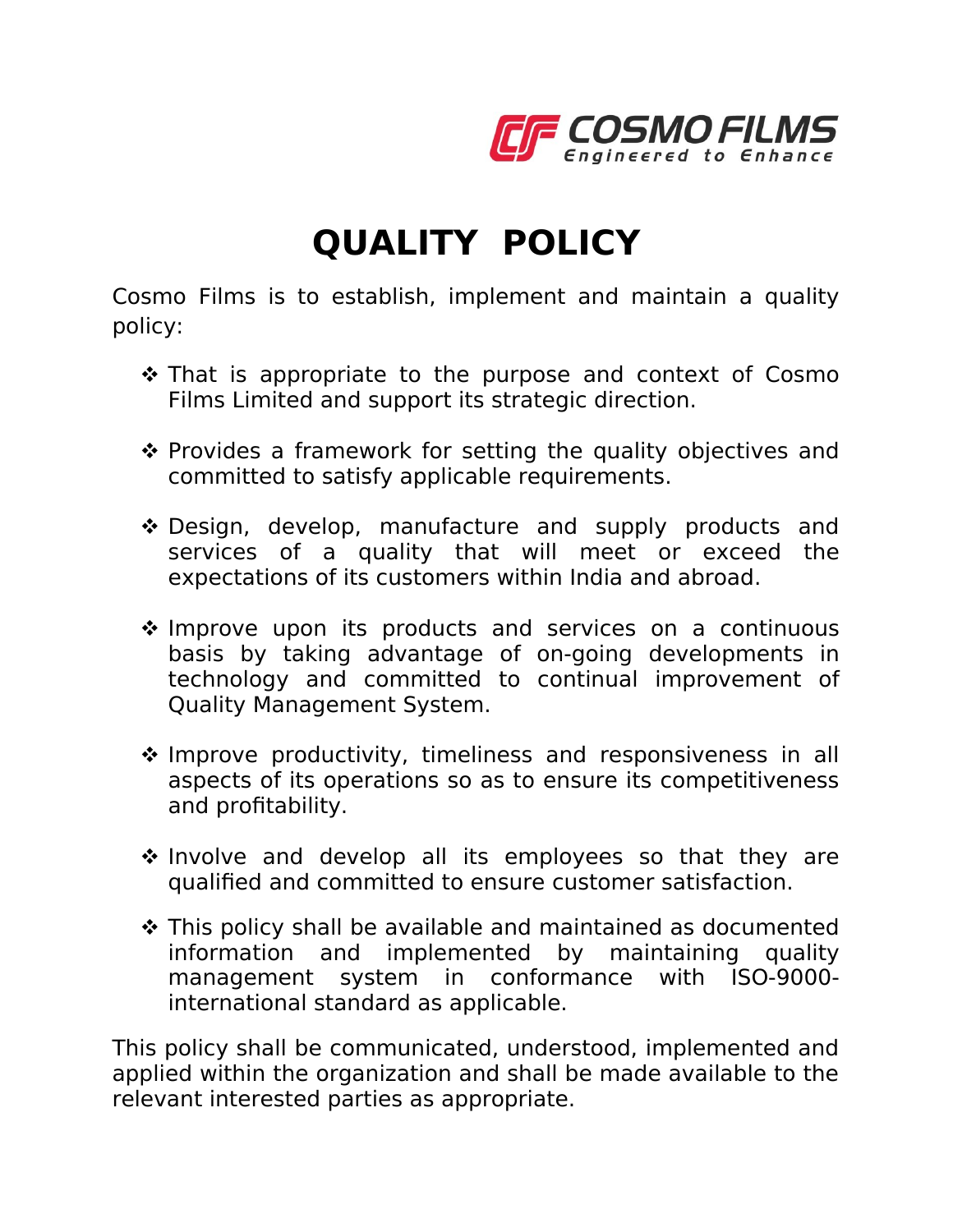COSMO FILMS
Engineered to Enhance

# QUALITY POLICY

Cosmo Films is to establish, implement and maintain a quality policy:

- That is appropriate to the purpose and context of Cosmo Films Limited and support its strategic direction.

- Provides a framework for setting the quality objectives and committed to satisfy applicable requirements.

- Design, develop, manufacture and supply products and services of a quality that will meet or exceed the expectations of its customers within India and abroad.

- Improve upon its products and services on a continuous basis by taking advantage of on-going developments in technology and committed to continual improvement of Quality Management System.

- Improve productivity, timeliness and responsiveness in all aspects of its operations so as to ensure its competitiveness and profitability.

- Involve and develop all its employees so that they are qualified and committed to ensure customer satisfaction.

- This policy shall be available and maintained as documented information and implemented by maintaining quality management system in conformance with ISO-9000-international standard as applicable.

This policy shall be communicated, understood, implemented and applied within the organization and shall be made available to the relevant interested parties as appropriate.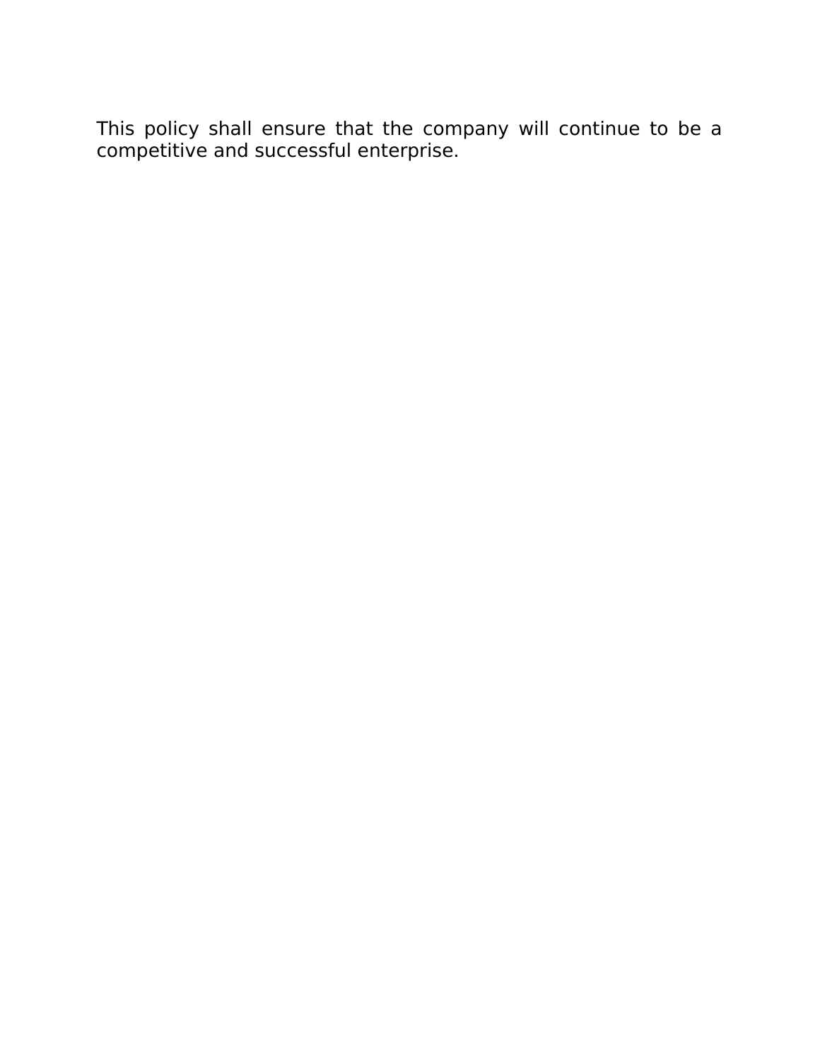This policy shall ensure that the company will continue to be a competitive and successful enterprise.